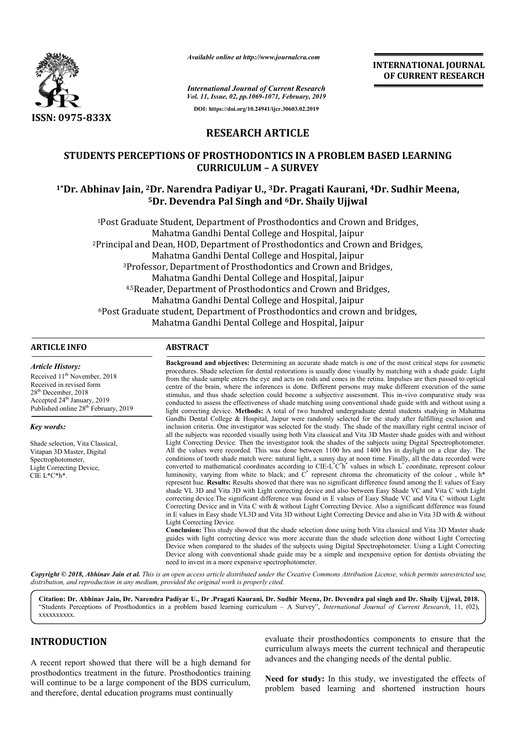*Available online at http://www.journalcra.com*

*International Journal of Current Research*
*Vol. 11, Issue, 02, pp.1069-1071, February, 2019*

**DOI: https://doi.org/10.24941/ijcr.30603.02.2019**

**INTERNATIONAL JOURNAL OF CURRENT RESEARCH**

**ISSN: 0975-833X**

## RESEARCH ARTICLE

# STUDENTS PERCEPTIONS OF PROSTHODONTICS IN A PROBLEM BASED LEARNING CURRICULUM – A SURVEY

**[1*]Dr. Abhinav Jain, [2]Dr. Narendra Padiyar U., [3]Dr. Pragati Kaurani, [4]Dr. Sudhir Meena, [5]Dr. Devendra Pal Singh and [6]Dr. Shaily Ujjwal**

[1]Post Graduate Student, Department of Prosthodontics and Crown and Bridges, Mahatma Gandhi Dental College and Hospital, Jaipur
[2]Principal and Dean, HOD, Department of Prosthodontics and Crown and Bridges, Mahatma Gandhi Dental College and Hospital, Jaipur
[3]Professor, Department of Prosthodontics and Crown and Bridges, Mahatma Gandhi Dental College and Hospital, Jaipur
[4,5]Reader, Department of Prosthodontics and Crown and Bridges, Mahatma Gandhi Dental College and Hospital, Jaipur
[6]Post Graduate student, Department of Prosthodontics and crown and bridges, Mahatma Gandhi Dental College and Hospital, Jaipur

### ARTICLE INFO

*Article History:*
Received 11th November, 2018
Received in revised form 28th December, 2018
Accepted 24th January, 2019
Published online 28th February, 2019

*Key words:*
Shade selection, Vita Classical, Vitapan 3D Master, Digital Spectrophotometer, Light Correcting Device, CIE L*C*h*.

### ABSTRACT

**Background and objectives:** Determining an accurate shade match is one of the most critical steps for cosmetic procedures. Shade selection for dental restorations is usually done visually by matching with a shade guide. Light from the shade sample enters the eye and acts on rods and cones in the retina. Impulses are then passed to optical centre of the brain, where the inferences is done. Different persons may make different execution of the same stimulus, and thus shade selection could become a subjective assessment. This in-vivo comparative study was conducted to assess the effectiveness of shade matching using conventional shade guide with and without using a light correcting device. **Methods:** A total of two hundred undergraduate dental students studying in Mahatma Gandhi Dental College & Hospital, Jaipur were randomly selected for the study after fulfilling exclusion and inclusion criteria. One investigator was selected for the study. The shade of the maxillary right central incisor of all the subjects was recorded visually using both Vita classical and Vita 3D Master shade guides with and without Light Correcting Device. Then the investigator took the shades of the subjects using Digital Spectrophotometer. All the values were recorded. This was done between 1100 hrs and 1400 hrs in daylight on a clear day. The conditions of tooth shade match were: natural light, a sunny day at noon time. Finally, all the data recorded were converted to mathematical coordinates according to CIE-L*C*h* values in which L* coordinate, represent colour luminosity, varying from white to black; and C* represent chroma the chromaticity of the colour , while h* represent hue. **Results:** Results showed that there was no significant difference found among the E values of Easy shade VL 3D and Vita 3D with Light correcting device and also between Easy Shade VC and Vita C with Light correcting device.The significant difference was found in E values of Easy Shade VC and Vita C without Light Correcting Device and in Vita C with & without Light Correcting Device. Also a significant difference was found in E values in Easy shade VL3D and Vita 3D without Light Correcting Device and also in Vita 3D with & without Light Correcting Device.

**Conclusion:** This study showed that the shade selection done using both Vita classical and Vita 3D Master shade guides with light correcting device was more accurate than the shade selection done without Light Correcting Device when compared to the shades of the subjects using Digital Spectrophotometer. Using a Light Correcting Device along with conventional shade guide may be a simple and inexpensive option for dentists obviating the need to invest in a more expensive spectrophotometer.

*Copyright © 2018, Abhinav Jain et al. This is an open access article distributed under the Creative Commons Attribution License, which permits unrestricted use, distribution, and reproduction in any medium, provided the original work is properly cited.*

**Citation: Dr. Abhinav Jain, Dr. Narendra Padiyar U., Dr .Pragati Kaurani, Dr. Sudhir Meena, Dr. Devendra pal singh and Dr. Shaily Ujjwal, 2018.** "Students Perceptions of Prosthodontics in a problem based learning curriculum – A Survey", *International Journal of Current Research*, 11, (02), xxxxxxxxxx.

## INTRODUCTION

A recent report showed that there will be a high demand for prosthodontics treatment in the future. Prosthodontics training will continue to be a large component of the BDS curriculum, and therefore, dental education programs must continually evaluate their prosthodontics components to ensure that the curriculum always meets the current technical and therapeutic advances and the changing needs of the dental public.

**Need for study:** In this study, we investigated the effects of problem based learning and shortened instruction hours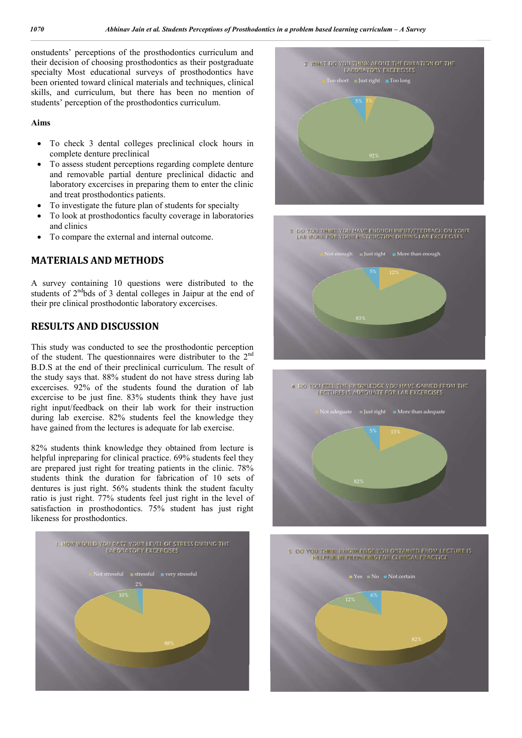onstudents' perceptions of the prosthodontics curriculum and their decision of choosing prosthodontics as their postgraduate specialty Most educational surveys of prosthodontics have been oriented toward clinical materials and techniques, clinical skills, and curriculum, but there has been no mention of students' perception of the prosthodontics curriculum.

### Aims

- To check 3 dental colleges preclinical clock hours in complete denture preclinical
- To assess student perceptions regarding complete denture and removable partial denture preclinical didactic and laboratory excercises in preparing them to enter the clinic and treat prosthodontics patients.
- To investigate the future plan of students for specialty
- To look at prosthodontics faculty coverage in laboratories and clinics
- To compare the external and internal outcome.

## MATERIALS AND METHODS

A survey containing 10 questions were distributed to the students of 2[nd]bds of 3 dental colleges in Jaipur at the end of their pre clinical prosthodontic laboratory excercises.

## RESULTS AND DISCUSSION

This study was conducted to see the prosthodontic perception of the student. The questionnaires were distributer to the 2[nd] B.D.S at the end of their preclinical curriculum. The result of the study says that. 88% student do not have stress during lab excercises. 92% of the students found the duration of lab excercise to be just fine. 83% students think they have just right input/feedback on their lab work for their instruction during lab exercise. 82% students feel the knowledge they have gained from the lectures is adequate for lab exercise.

82% students think knowledge they obtained from lecture is helpful inpreparing for clinical practice. 69% students feel they are prepared just right for treating patients in the clinic. 78% students think the duration for fabrication of 10 sets of dentures is just right. 56% students think the student faculty ratio is just right. 77% students feel just right in the level of satisfaction in prosthodontics. 75% student has just right likeness for prosthodontics.

1. HOW WOULD YOU RATE YOUR LEVEL OF STRESS DURING THE LABORATORY EXCERCISES

Not stressful: 88%; stressful: 10%; very stressful: 2%

2. WHAT DO YOU THINK ABOUT THE DURATION OF THE LABORATORY EXCERCISES

Too short: 3%; Just right: 92%; Too long: 5%

3. DO YOU THINK YOU HAVE ENOUGH INPUT/FEEDBACK ON YOUR LAB WORK FOR YOUR INSTRUCTION DURING LAB EXCERCISES

Not enough: 12%; Just right: 83%; More than enough: 5%

4. DO YOU FEEL THE KNOWLEDGE YOU HAVE GAINED FROM THE LECTURES IS ADEQUATE FOR LAB EXCERCISES

Not adequate: 13%; Just right: 82%; More than adequate: 5%

5. DO YOU THINK KNOWLEDGE YOU OBTAINED FROM LECTURE IS HELPFUL IN PREPARING FOR CLINICAL PRACTICE

Yes: 82%; No: 12%; Not certain: 6%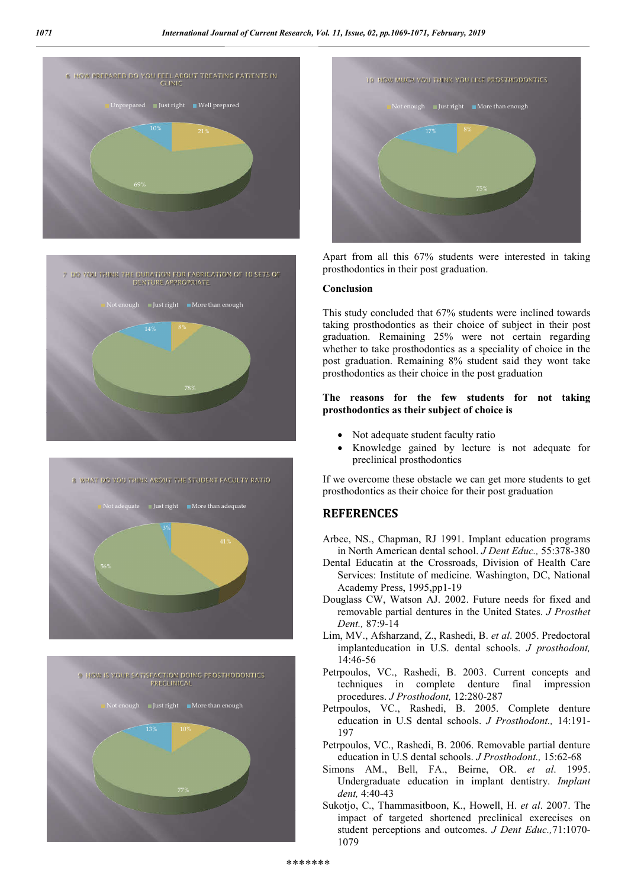6 HOW PREPARED DO YOU FEEL ABOUT TREATING PATIENTS IN CLINIC

Unprepared ■ Just right ■ Well prepared

10%

21%

69%

7 DO YOU THINK THE DURATION FOR FABRICATION OF 10 SETS OF DENTURE APPROPRIATE

Not enough ■ Just right ■ More than enough

14%

8%

78%

8 WHAT DO YOU THINK ABOUT THE STUDENT FACULTY RATIO

Not adequate ■ Just right ■ More than adequate

3%

41%

56%

9 HOW IS YOUR SATISFACTION DOING PROSTHODONTICS PRECLINICAL

Not enough ■ Just right ■ More than enough

13%

10%

77%

10 HOW MUCH YOU THINK YOU LIKE PROSTHODONTICS

Not enough ■ Just right ■ More than enough

17%

8%

75%

Apart from all this 67% students were interested in taking prosthodontics in their post graduation.

**Conclusion**

This study concluded that 67% students were inclined towards taking prosthodontics as their choice of subject in their post graduation. Remaining 25% were not certain regarding whether to take prosthodontics as a speciality of choice in the post graduation. Remaining 8% student said they wont take prosthodontics as their choice in the post graduation

**The reasons for the few students for not taking prosthodontics as their subject of choice is**

- Not adequate student faculty ratio
- Knowledge gained by lecture is not adequate for preclinical prosthodontics

If we overcome these obstacle we can get more students to get prosthodontics as their choice for their post graduation

## REFERENCES

Arbee, NS., Chapman, RJ 1991. Implant education programs in North American dental school. *J Dent Educ.,* 55:378-380

Dental Educatin at the Crossroads, Division of Health Care Services: Institute of medicine. Washington, DC, National Academy Press, 1995,pp1-19

Douglass CW, Watson AJ. 2002. Future needs for fixed and removable partial dentures in the United States. *J Prosthet Dent.,* 87:9-14

Lim, MV., Afsharzand, Z., Rashedi, B. *et al*. 2005. Predoctoral implanteducation in U.S. dental schools. *J prosthodont,* 14:46-56

Petrpoulos, VC., Rashedi, B. 2003. Current concepts and techniques in complete denture final impression procedures. *J Prosthodont,* 12:280-287

Petrpoulos, VC., Rashedi, B. 2005. Complete denture education in U.S dental schools. *J Prosthodont.,* 14:191-197

Petrpoulos, VC., Rashedi, B. 2006. Removable partial denture education in U.S dental schools. *J Prosthodont.,* 15:62-68

Simons AM., Bell, FA., Beirne, OR. *et al*. 1995. Undergraduate education in implant dentistry. *Implant dent,* 4:40-43

Sukotjo, C., Thammasitboon, K., Howell, H. *et al*. 2007. The impact of targeted shortened preclinical exerecises on student perceptions and outcomes. *J Dent Educ.,*71:1070-1079

\*\*\*\*\*\*\*